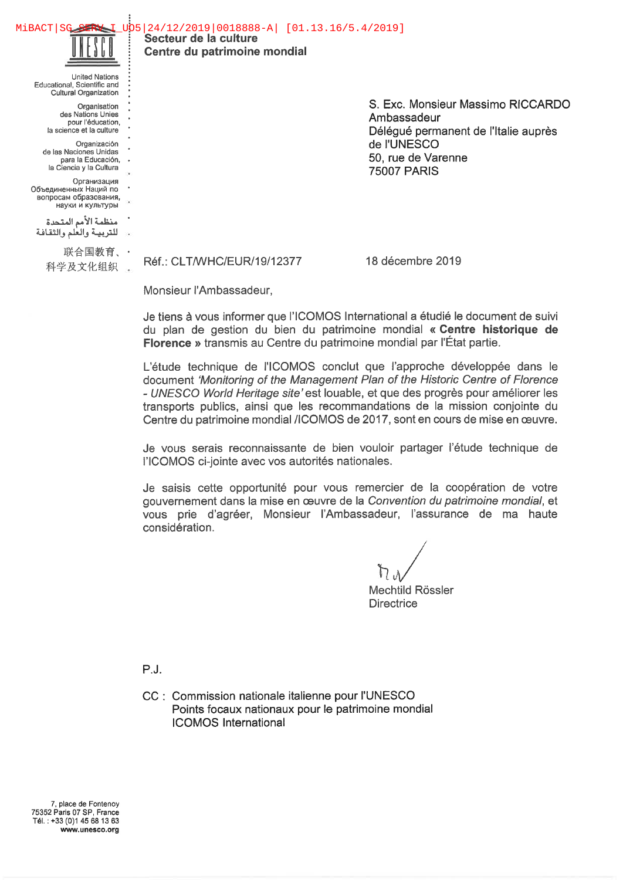MiBACT|SG_SERV_I_U05|24/12/2019|0018888-A| [01.13.16/5.4/2019]

UNESCO

United Nations
Educational, Scientific and
Cultural Organization

Organisation
des Nations Unies
pour l'éducation,
la science et la culture

Organización
de las Naciones Unidas
para la Educación,
la Ciencia y la Cultura

Организация
Объединенных Наций по
вопросам образования,
науки и культуры

منظمة الأمم المتحدة
للتربية والعلم والثقافة

联合国教育、
科学及文化组织

**Secteur de la culture**
**Centre du patrimoine mondial**

S. Exc. Monsieur Massimo RICCARDO
Ambassadeur
Délégué permanent de l'Italie auprès de l'UNESCO
50, rue de Varenne
75007 PARIS

Réf.: CLT/WHC/EUR/19/12377

18 décembre 2019

Monsieur l'Ambassadeur,

Je tiens à vous informer que l'ICOMOS International a étudié le document de suivi du plan de gestion du bien du patrimoine mondial **« Centre historique de Florence »** transmis au Centre du patrimoine mondial par l'État partie.

L'étude technique de l'ICOMOS conclut que l'approche développée dans le document *'Monitoring of the Management Plan of the Historic Centre of Florence - UNESCO World Heritage site'* est louable, et que des progrès pour améliorer les transports publics, ainsi que les recommandations de la mission conjointe du Centre du patrimoine mondial /ICOMOS de 2017, sont en cours de mise en œuvre.

Je vous serais reconnaissante de bien vouloir partager l'étude technique de l'ICOMOS ci-jointe avec vos autorités nationales.

Je saisis cette opportunité pour vous remercier de la coopération de votre gouvernement dans la mise en œuvre de la *Convention du patrimoine mondial*, et vous prie d'agréer, Monsieur l'Ambassadeur, l'assurance de ma haute considération.

Mechtild Rössler
Directrice

P.J.

CC : Commission nationale italienne pour l'UNESCO
Points focaux nationaux pour le patrimoine mondial
ICOMOS International

7, place de Fontenoy
75352 Paris 07 SP, France
Tél. : +33 (0)1 45 68 13 63
www.unesco.org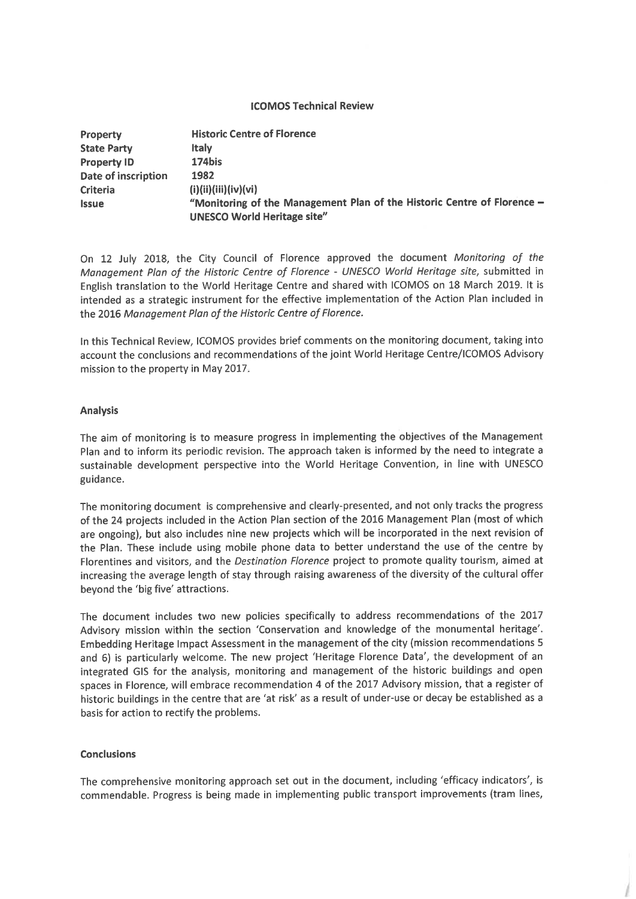**ICOMOS Technical Review**

| | |
|---|---|
| **Property** | **Historic Centre of Florence** |
| **State Party** | **Italy** |
| **Property ID** | **174bis** |
| **Date of inscription** | **1982** |
| **Criteria** | **(i)(ii)(iii)(iv)(vi)** |
| **Issue** | **"Monitoring of the Management Plan of the Historic Centre of Florence – UNESCO World Heritage site"** |

On 12 July 2018, the City Council of Florence approved the document *Monitoring of the Management Plan of the Historic Centre of Florence - UNESCO World Heritage site*, submitted in English translation to the World Heritage Centre and shared with ICOMOS on 18 March 2019. It is intended as a strategic instrument for the effective implementation of the Action Plan included in the 2016 *Management Plan of the Historic Centre of Florence.*

In this Technical Review, ICOMOS provides brief comments on the monitoring document, taking into account the conclusions and recommendations of the joint World Heritage Centre/ICOMOS Advisory mission to the property in May 2017.

## Analysis

The aim of monitoring is to measure progress in implementing the objectives of the Management Plan and to inform its periodic revision. The approach taken is informed by the need to integrate a sustainable development perspective into the World Heritage Convention, in line with UNESCO guidance.

The monitoring document is comprehensive and clearly-presented, and not only tracks the progress of the 24 projects included in the Action Plan section of the 2016 Management Plan (most of which are ongoing), but also includes nine new projects which will be incorporated in the next revision of the Plan. These include using mobile phone data to better understand the use of the centre by Florentines and visitors, and the *Destination Florence* project to promote quality tourism, aimed at increasing the average length of stay through raising awareness of the diversity of the cultural offer beyond the 'big five' attractions.

The document includes two new policies specifically to address recommendations of the 2017 Advisory mission within the section 'Conservation and knowledge of the monumental heritage'. Embedding Heritage Impact Assessment in the management of the city (mission recommendations 5 and 6) is particularly welcome. The new project 'Heritage Florence Data', the development of an integrated GIS for the analysis, monitoring and management of the historic buildings and open spaces in Florence, will embrace recommendation 4 of the 2017 Advisory mission, that a register of historic buildings in the centre that are 'at risk' as a result of under-use or decay be established as a basis for action to rectify the problems.

## Conclusions

The comprehensive monitoring approach set out in the document, including 'efficacy indicators', is commendable. Progress is being made in implementing public transport improvements (tram lines,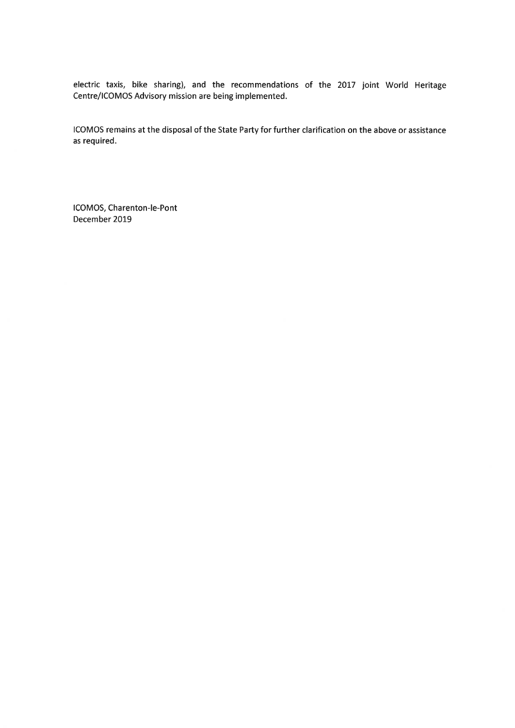electric taxis, bike sharing), and the recommendations of the 2017 joint World Heritage Centre/ICOMOS Advisory mission are being implemented.

ICOMOS remains at the disposal of the State Party for further clarification on the above or assistance as required.

ICOMOS, Charenton-le-Pont
December 2019